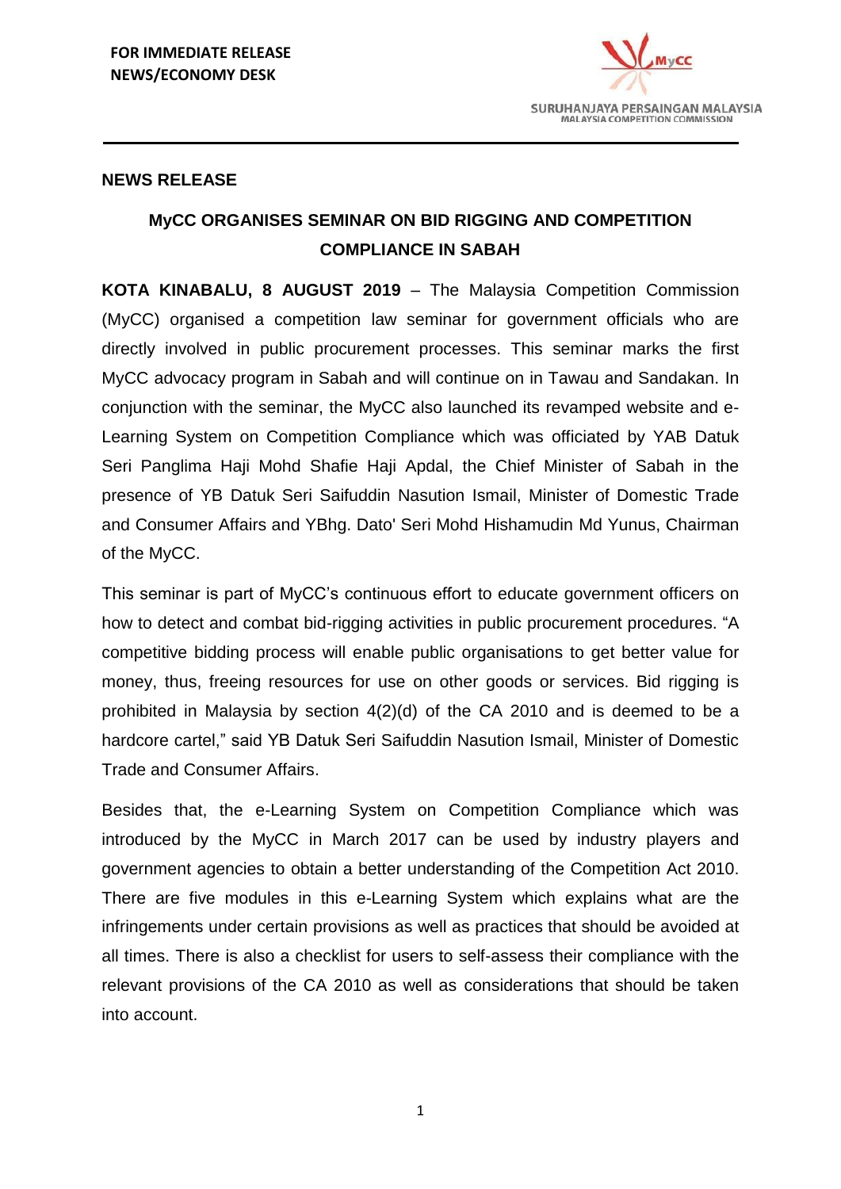**FOR IMMEDIATE RELEASE**
**NEWS/ECONOMY DESK**

SURUHANJAYA PERSAINGAN MALAYSIA
MALAYSIA COMPETITION COMMISSION

**NEWS RELEASE**

## MyCC ORGANISES SEMINAR ON BID RIGGING AND COMPETITION COMPLIANCE IN SABAH

**KOTA KINABALU, 8 AUGUST 2019** – The Malaysia Competition Commission (MyCC) organised a competition law seminar for government officials who are directly involved in public procurement processes. This seminar marks the first MyCC advocacy program in Sabah and will continue on in Tawau and Sandakan. In conjunction with the seminar, the MyCC also launched its revamped website and e-Learning System on Competition Compliance which was officiated by YAB Datuk Seri Panglima Haji Mohd Shafie Haji Apdal, the Chief Minister of Sabah in the presence of YB Datuk Seri Saifuddin Nasution Ismail, Minister of Domestic Trade and Consumer Affairs and YBhg. Dato' Seri Mohd Hishamudin Md Yunus, Chairman of the MyCC.

This seminar is part of MyCC's continuous effort to educate government officers on how to detect and combat bid-rigging activities in public procurement procedures. "A competitive bidding process will enable public organisations to get better value for money, thus, freeing resources for use on other goods or services. Bid rigging is prohibited in Malaysia by section 4(2)(d) of the CA 2010 and is deemed to be a hardcore cartel," said YB Datuk Seri Saifuddin Nasution Ismail, Minister of Domestic Trade and Consumer Affairs.

Besides that, the e-Learning System on Competition Compliance which was introduced by the MyCC in March 2017 can be used by industry players and government agencies to obtain a better understanding of the Competition Act 2010. There are five modules in this e-Learning System which explains what are the infringements under certain provisions as well as practices that should be avoided at all times. There is also a checklist for users to self-assess their compliance with the relevant provisions of the CA 2010 as well as considerations that should be taken into account.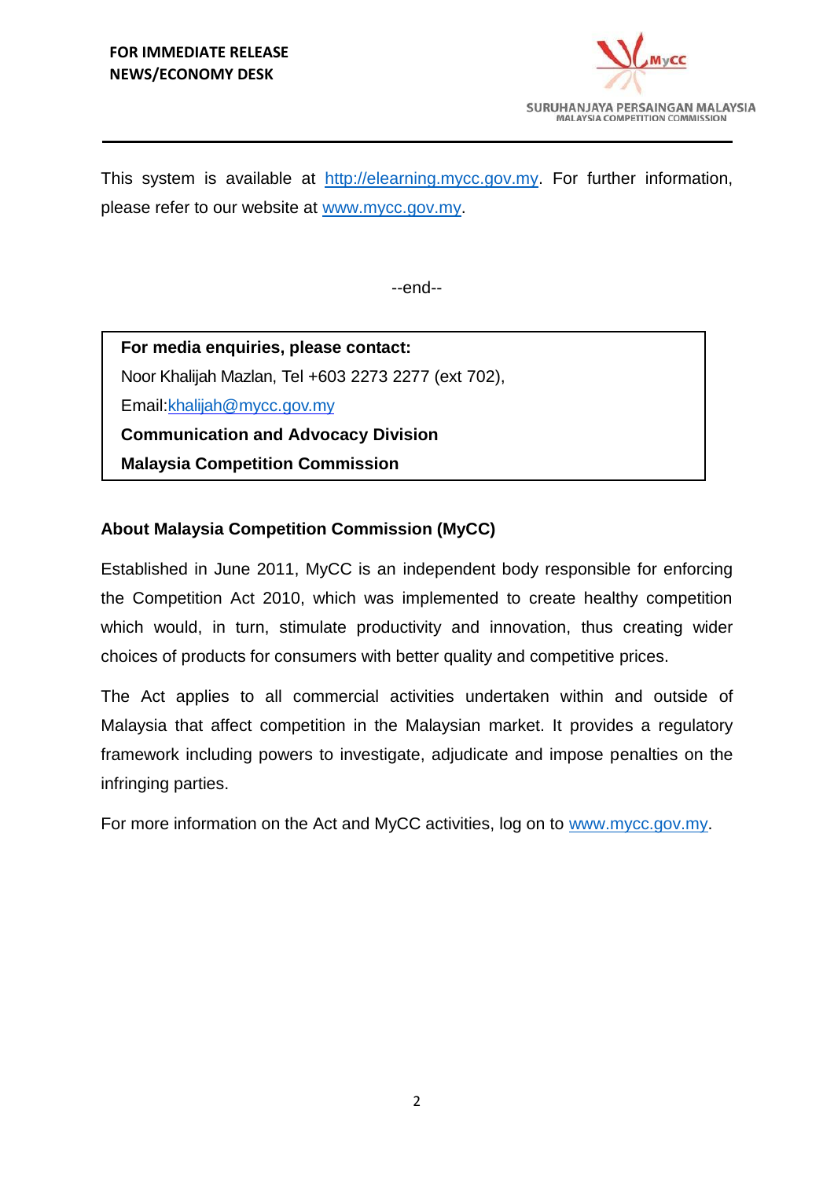This system is available at http://elearning.mycc.gov.my. For further information, please refer to our website at www.mycc.gov.my.

--end--

**For media enquiries, please contact:**
Noor Khalijah Mazlan, Tel +603 2273 2277 (ext 702),
Email:khalijah@mycc.gov.my
**Communication and Advocacy Division**
**Malaysia Competition Commission**

**About Malaysia Competition Commission (MyCC)**

Established in June 2011, MyCC is an independent body responsible for enforcing the Competition Act 2010, which was implemented to create healthy competition which would, in turn, stimulate productivity and innovation, thus creating wider choices of products for consumers with better quality and competitive prices.

The Act applies to all commercial activities undertaken within and outside of Malaysia that affect competition in the Malaysian market. It provides a regulatory framework including powers to investigate, adjudicate and impose penalties on the infringing parties.

For more information on the Act and MyCC activities, log on to www.mycc.gov.my.